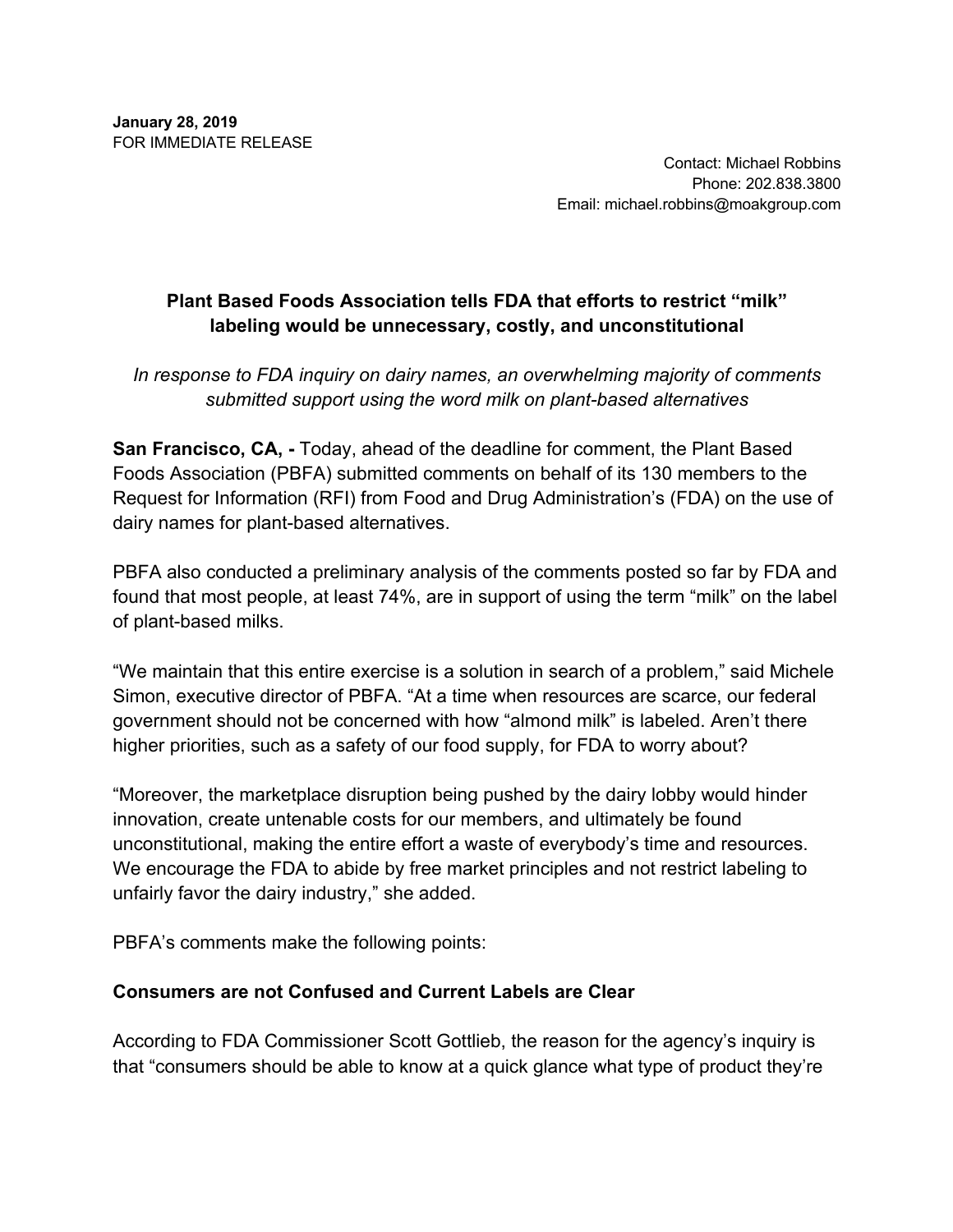**January 28, 2019**
FOR IMMEDIATE RELEASE

Contact: Michael Robbins
Phone: 202.838.3800
Email: michael.robbins@moakgroup.com

**Plant Based Foods Association tells FDA that efforts to restrict "milk" labeling would be unnecessary, costly, and unconstitutional**

*In response to FDA inquiry on dairy names, an overwhelming majority of comments submitted support using the word milk on plant-based alternatives*

**San Francisco, CA, -** Today, ahead of the deadline for comment, the Plant Based Foods Association (PBFA) submitted comments on behalf of its 130 members to the Request for Information (RFI) from Food and Drug Administration's (FDA) on the use of dairy names for plant-based alternatives.

PBFA also conducted a preliminary analysis of the comments posted so far by FDA and found that most people, at least 74%, are in support of using the term "milk" on the label of plant-based milks.

"We maintain that this entire exercise is a solution in search of a problem," said Michele Simon, executive director of PBFA. "At a time when resources are scarce, our federal government should not be concerned with how "almond milk" is labeled. Aren't there higher priorities, such as a safety of our food supply, for FDA to worry about?

"Moreover, the marketplace disruption being pushed by the dairy lobby would hinder innovation, create untenable costs for our members, and ultimately be found unconstitutional, making the entire effort a waste of everybody's time and resources. We encourage the FDA to abide by free market principles and not restrict labeling to unfairly favor the dairy industry," she added.

PBFA's comments make the following points:

**Consumers are not Confused and Current Labels are Clear**

According to FDA Commissioner Scott Gottlieb, the reason for the agency's inquiry is that "consumers should be able to know at a quick glance what type of product they're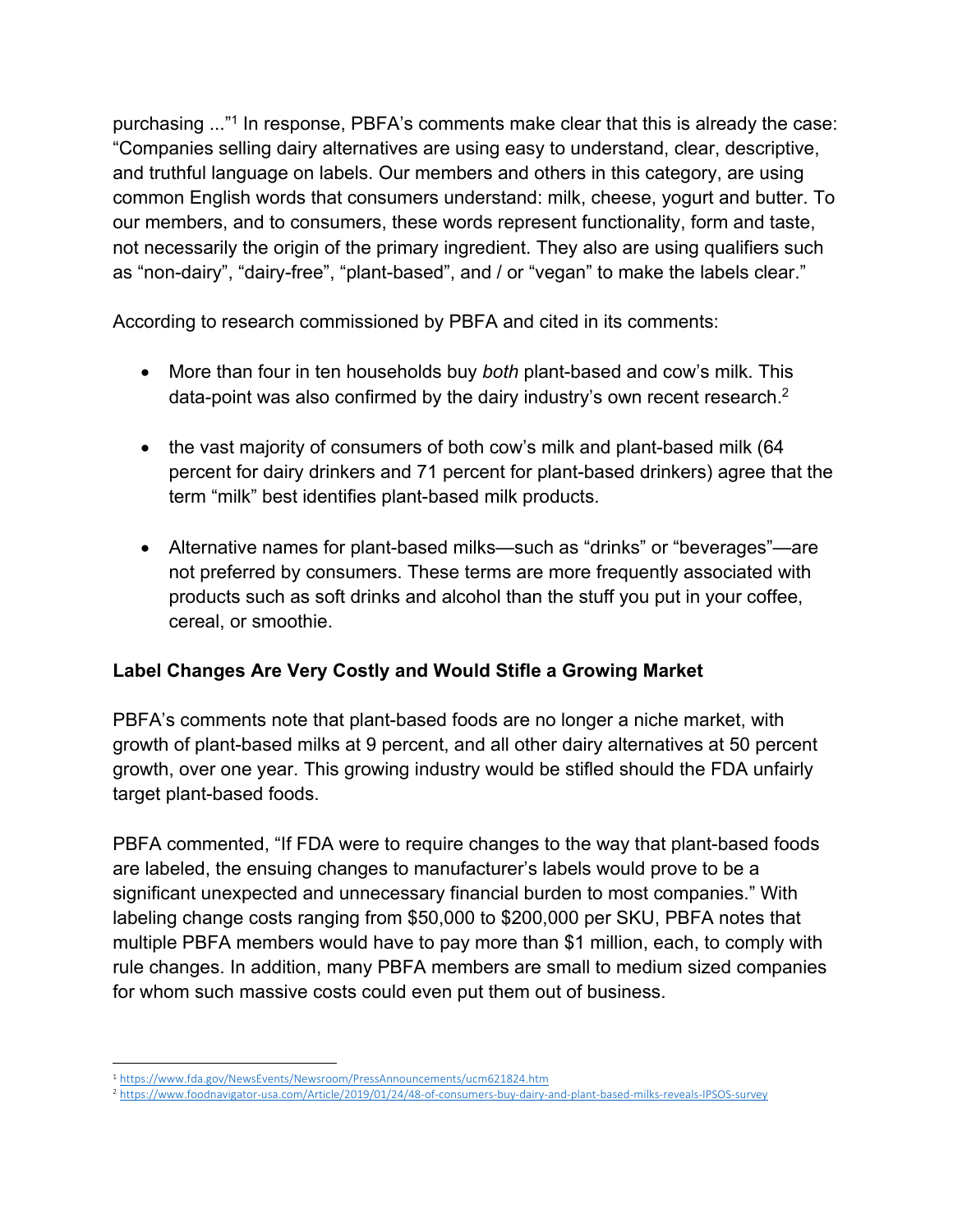purchasing ..."[1] In response, PBFA's comments make clear that this is already the case: "Companies selling dairy alternatives are using easy to understand, clear, descriptive, and truthful language on labels. Our members and others in this category, are using common English words that consumers understand: milk, cheese, yogurt and butter. To our members, and to consumers, these words represent functionality, form and taste, not necessarily the origin of the primary ingredient. They also are using qualifiers such as "non-dairy", "dairy-free", "plant-based", and / or "vegan" to make the labels clear."

According to research commissioned by PBFA and cited in its comments:

- More than four in ten households buy *both* plant-based and cow's milk. This data-point was also confirmed by the dairy industry's own recent research.[2]
- the vast majority of consumers of both cow's milk and plant-based milk (64 percent for dairy drinkers and 71 percent for plant-based drinkers) agree that the term "milk" best identifies plant-based milk products.
- Alternative names for plant-based milks—such as "drinks" or "beverages"—are not preferred by consumers. These terms are more frequently associated with products such as soft drinks and alcohol than the stuff you put in your coffee, cereal, or smoothie.

**Label Changes Are Very Costly and Would Stifle a Growing Market**

PBFA's comments note that plant-based foods are no longer a niche market, with growth of plant-based milks at 9 percent, and all other dairy alternatives at 50 percent growth, over one year. This growing industry would be stifled should the FDA unfairly target plant-based foods.

PBFA commented, "If FDA were to require changes to the way that plant-based foods are labeled, the ensuing changes to manufacturer's labels would prove to be a significant unexpected and unnecessary financial burden to most companies." With labeling change costs ranging from $50,000 to $200,000 per SKU, PBFA notes that multiple PBFA members would have to pay more than $1 million, each, to comply with rule changes. In addition, many PBFA members are small to medium sized companies for whom such massive costs could even put them out of business.

---

[1] https://www.fda.gov/NewsEvents/Newsroom/PressAnnouncements/ucm621824.htm

[2] https://www.foodnavigator-usa.com/Article/2019/01/24/48-of-consumers-buy-dairy-and-plant-based-milks-reveals-IPSOS-survey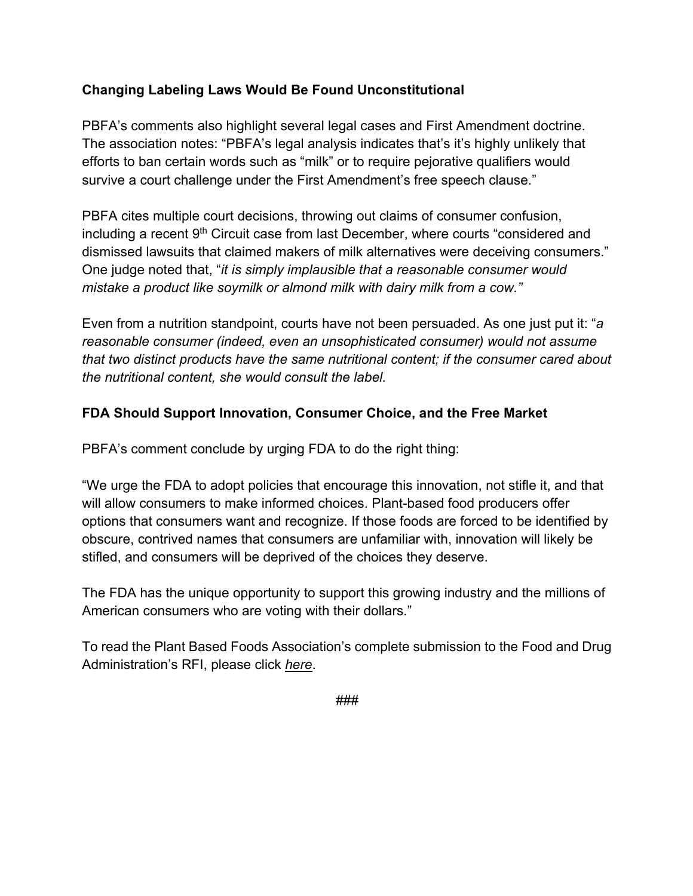**Changing Labeling Laws Would Be Found Unconstitutional**

PBFA's comments also highlight several legal cases and First Amendment doctrine. The association notes: "PBFA's legal analysis indicates that's it's highly unlikely that efforts to ban certain words such as "milk" or to require pejorative qualifiers would survive a court challenge under the First Amendment's free speech clause."

PBFA cites multiple court decisions, throwing out claims of consumer confusion, including a recent 9th Circuit case from last December, where courts "considered and dismissed lawsuits that claimed makers of milk alternatives were deceiving consumers." One judge noted that, "*it is simply implausible that a reasonable consumer would mistake a product like soymilk or almond milk with dairy milk from a cow."*

Even from a nutrition standpoint, courts have not been persuaded. As one just put it: "*a reasonable consumer (indeed, even an unsophisticated consumer) would not assume that two distinct products have the same nutritional content; if the consumer cared about the nutritional content, she would consult the label.*

**FDA Should Support Innovation, Consumer Choice, and the Free Market**

PBFA's comment conclude by urging FDA to do the right thing:

"We urge the FDA to adopt policies that encourage this innovation, not stifle it, and that will allow consumers to make informed choices. Plant-based food producers offer options that consumers want and recognize. If those foods are forced to be identified by obscure, contrived names that consumers are unfamiliar with, innovation will likely be stifled, and consumers will be deprived of the choices they deserve.

The FDA has the unique opportunity to support this growing industry and the millions of American consumers who are voting with their dollars."

To read the Plant Based Foods Association's complete submission to the Food and Drug Administration's RFI, please click *here*.

###